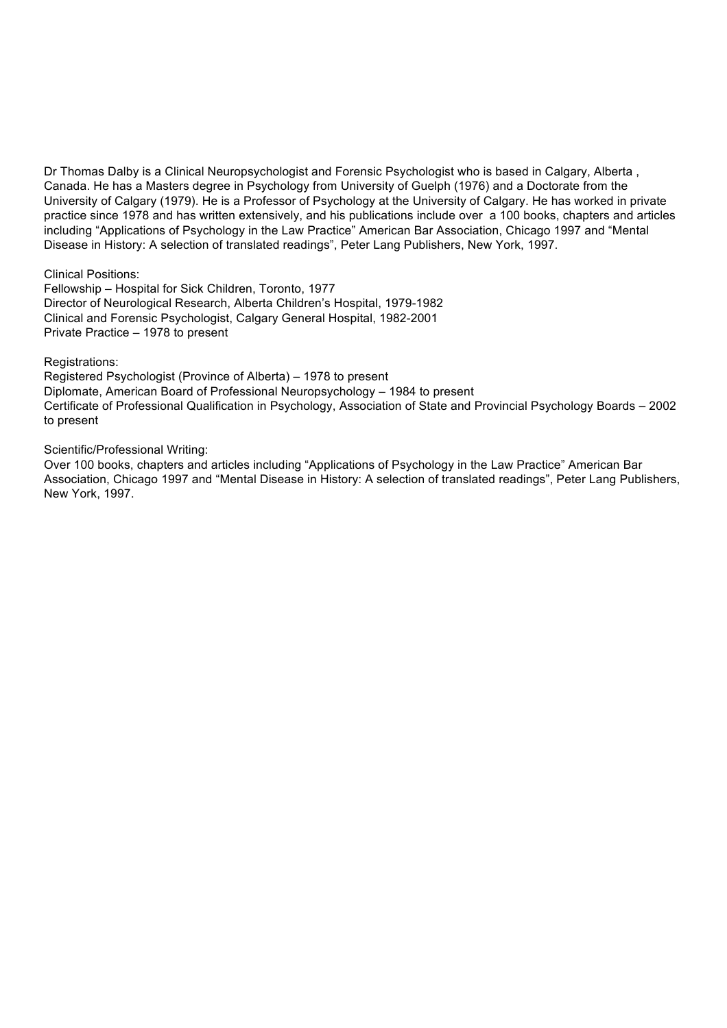Dr Thomas Dalby is a Clinical Neuropsychologist and Forensic Psychologist who is based in Calgary, Alberta , Canada. He has a Masters degree in Psychology from University of Guelph (1976) and a Doctorate from the University of Calgary (1979). He is a Professor of Psychology at the University of Calgary. He has worked in private practice since 1978 and has written extensively, and his publications include over  a 100 books, chapters and articles including "Applications of Psychology in the Law Practice" American Bar Association, Chicago 1997 and "Mental Disease in History: A selection of translated readings", Peter Lang Publishers, New York, 1997.

Clinical Positions:
Fellowship – Hospital for Sick Children, Toronto, 1977
Director of Neurological Research, Alberta Children's Hospital, 1979-1982
Clinical and Forensic Psychologist, Calgary General Hospital, 1982-2001
Private Practice – 1978 to present

Registrations:
Registered Psychologist (Province of Alberta) – 1978 to present
Diplomate, American Board of Professional Neuropsychology – 1984 to present
Certificate of Professional Qualification in Psychology, Association of State and Provincial Psychology Boards – 2002 to present

Scientific/Professional Writing:
Over 100 books, chapters and articles including "Applications of Psychology in the Law Practice" American Bar Association, Chicago 1997 and "Mental Disease in History: A selection of translated readings", Peter Lang Publishers, New York, 1997.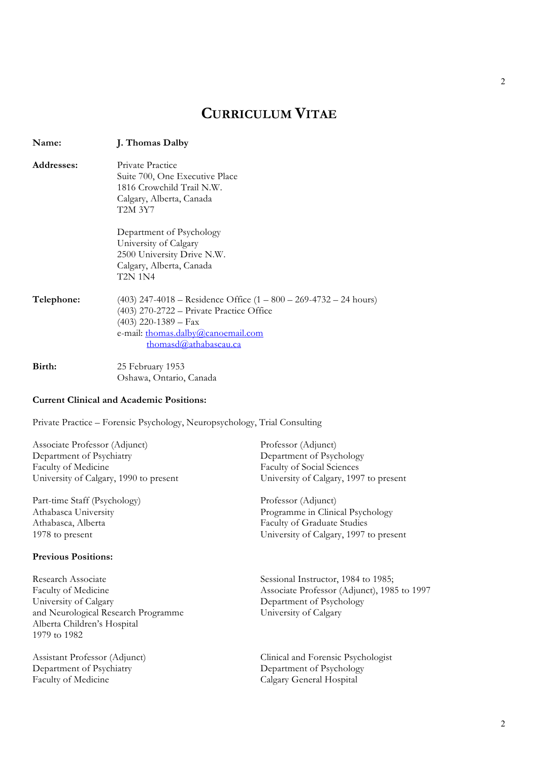# CURRICULUM VITAE

**Name:** **J. Thomas Dalby**

**Addresses:**

Private Practice
Suite 700, One Executive Place
1816 Crowchild Trail N.W.
Calgary, Alberta, Canada
T2M 3Y7

Department of Psychology
University of Calgary
2500 University Drive N.W.
Calgary, Alberta, Canada
T2N 1N4

**Telephone:**

(403) 247-4018 – Residence Office (1 – 800 – 269-4732 – 24 hours)
(403) 270-2722 – Private Practice Office
(403) 220-1389 – Fax
e-mail: thomas.dalby@canoemail.com
thomasd@athabascau.ca

**Birth:**

25 February 1953
Oshawa, Ontario, Canada

**Current Clinical and Academic Positions:**

Private Practice – Forensic Psychology, Neuropsychology, Trial Consulting

Associate Professor (Adjunct)
Department of Psychiatry
Faculty of Medicine
University of Calgary, 1990 to present

Part-time Staff (Psychology)
Athabasca University
Athabasca, Alberta
1978 to present

Professor (Adjunct)
Department of Psychology
Faculty of Social Sciences
University of Calgary, 1997 to present

Professor (Adjunct)
Programme in Clinical Psychology
Faculty of Graduate Studies
University of Calgary, 1997 to present

**Previous Positions:**

Research Associate
Faculty of Medicine
University of Calgary
and Neurological Research Programme
Alberta Children's Hospital
1979 to 1982

Assistant Professor (Adjunct)
Department of Psychiatry
Faculty of Medicine

Sessional Instructor, 1984 to 1985;
Associate Professor (Adjunct), 1985 to 1997
Department of Psychology
University of Calgary

Clinical and Forensic Psychologist
Department of Psychology
Calgary General Hospital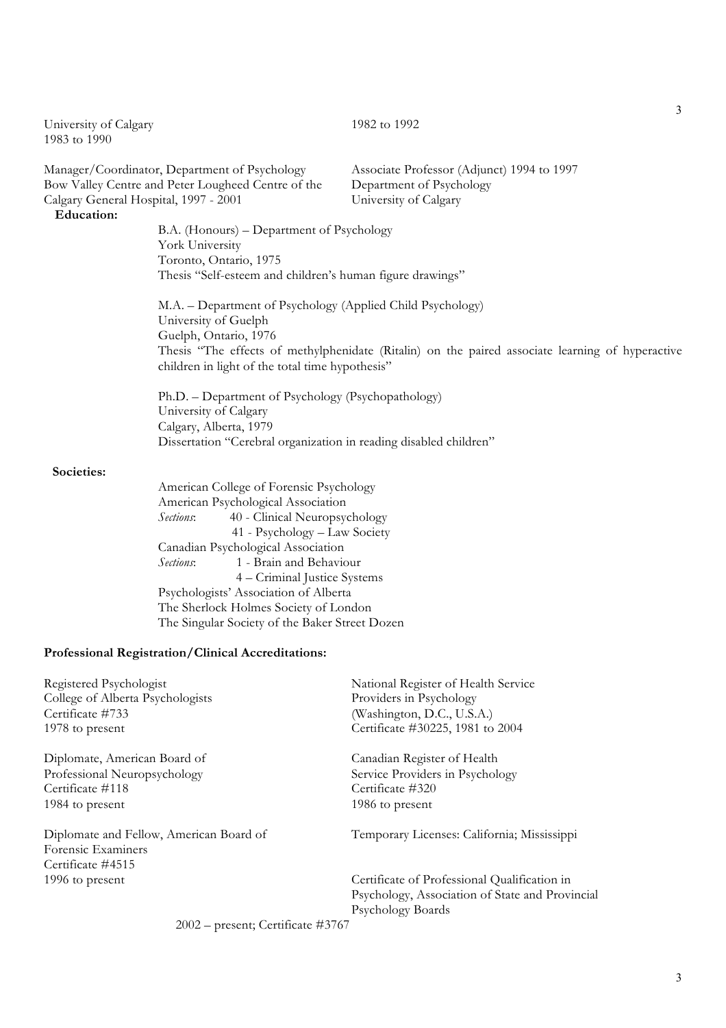University of Calgary
1983 to 1990

1982 to 1992

Manager/Coordinator, Department of Psychology
Bow Valley Centre and Peter Lougheed Centre of the Calgary General Hospital, 1997 - 2001

Associate Professor (Adjunct) 1994 to 1997
Department of Psychology
University of Calgary

**Education:**

B.A. (Honours) – Department of Psychology
York University
Toronto, Ontario, 1975
Thesis "Self-esteem and children's human figure drawings"

M.A. – Department of Psychology (Applied Child Psychology)
University of Guelph
Guelph, Ontario, 1976
Thesis "The effects of methylphenidate (Ritalin) on the paired associate learning of hyperactive children in light of the total time hypothesis"

Ph.D. – Department of Psychology (Psychopathology)
University of Calgary
Calgary, Alberta, 1979
Dissertation "Cerebral organization in reading disabled children"

**Societies:**

American College of Forensic Psychology
American Psychological Association
*Sections*: 40 - Clinical Neuropsychology
41 - Psychology – Law Society
Canadian Psychological Association
*Sections*: 1 - Brain and Behaviour
4 – Criminal Justice Systems
Psychologists' Association of Alberta
The Sherlock Holmes Society of London
The Singular Society of the Baker Street Dozen

**Professional Registration/Clinical Accreditations:**

Registered Psychologist
College of Alberta Psychologists
Certificate #733
1978 to present

National Register of Health Service Providers in Psychology
(Washington, D.C., U.S.A.)
Certificate #30225, 1981 to 2004

Diplomate, American Board of Professional Neuropsychology
Certificate #118
1984 to present

Canadian Register of Health Service Providers in Psychology
Certificate #320
1986 to present

Diplomate and Fellow, American Board of Forensic Examiners
Certificate #4515
1996 to present

Temporary Licenses: California; Mississippi

Certificate of Professional Qualification in Psychology, Association of State and Provincial Psychology Boards
2002 – present; Certificate #3767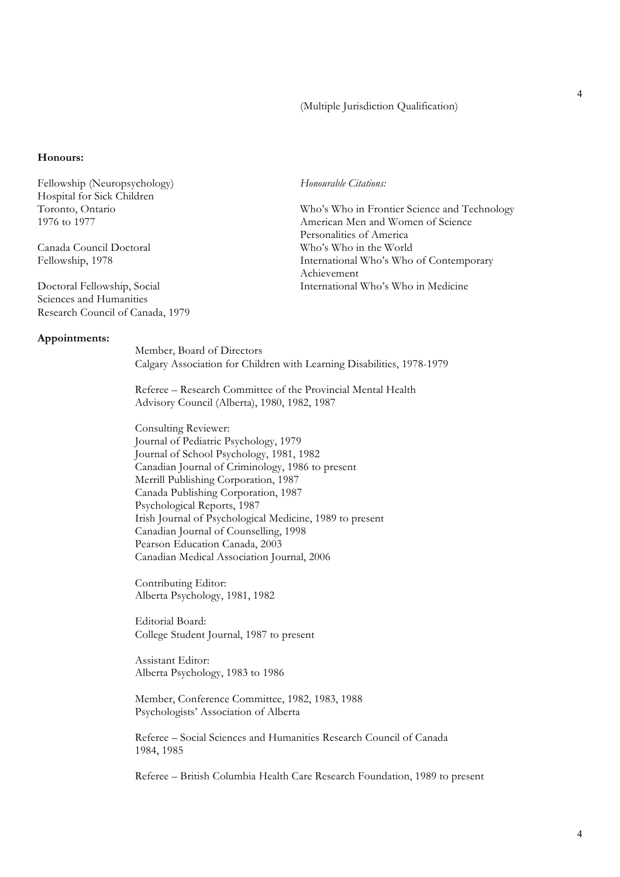(Multiple Jurisdiction Qualification)

**Honours:**

Fellowship (Neuropsychology)
Hospital for Sick Children
Toronto, Ontario
1976 to 1977

Canada Council Doctoral
Fellowship, 1978

Doctoral Fellowship, Social
Sciences and Humanities
Research Council of Canada, 1979

*Honourable Citations:*

Who's Who in Frontier Science and Technology
American Men and Women of Science
Personalities of America
Who's Who in the World
International Who's Who of Contemporary Achievement
International Who's Who in Medicine

**Appointments:**

Member, Board of Directors
Calgary Association for Children with Learning Disabilities, 1978-1979

Referee – Research Committee of the Provincial Mental Health Advisory Council (Alberta), 1980, 1982, 1987

Consulting Reviewer:
Journal of Pediatric Psychology, 1979
Journal of School Psychology, 1981, 1982
Canadian Journal of Criminology, 1986 to present
Merrill Publishing Corporation, 1987
Canada Publishing Corporation, 1987
Psychological Reports, 1987
Irish Journal of Psychological Medicine, 1989 to present
Canadian Journal of Counselling, 1998
Pearson Education Canada, 2003
Canadian Medical Association Journal, 2006

Contributing Editor:
Alberta Psychology, 1981, 1982

Editorial Board:
College Student Journal, 1987 to present

Assistant Editor:
Alberta Psychology, 1983 to 1986

Member, Conference Committee, 1982, 1983, 1988
Psychologists' Association of Alberta

Referee – Social Sciences and Humanities Research Council of Canada
1984, 1985

Referee – British Columbia Health Care Research Foundation, 1989 to present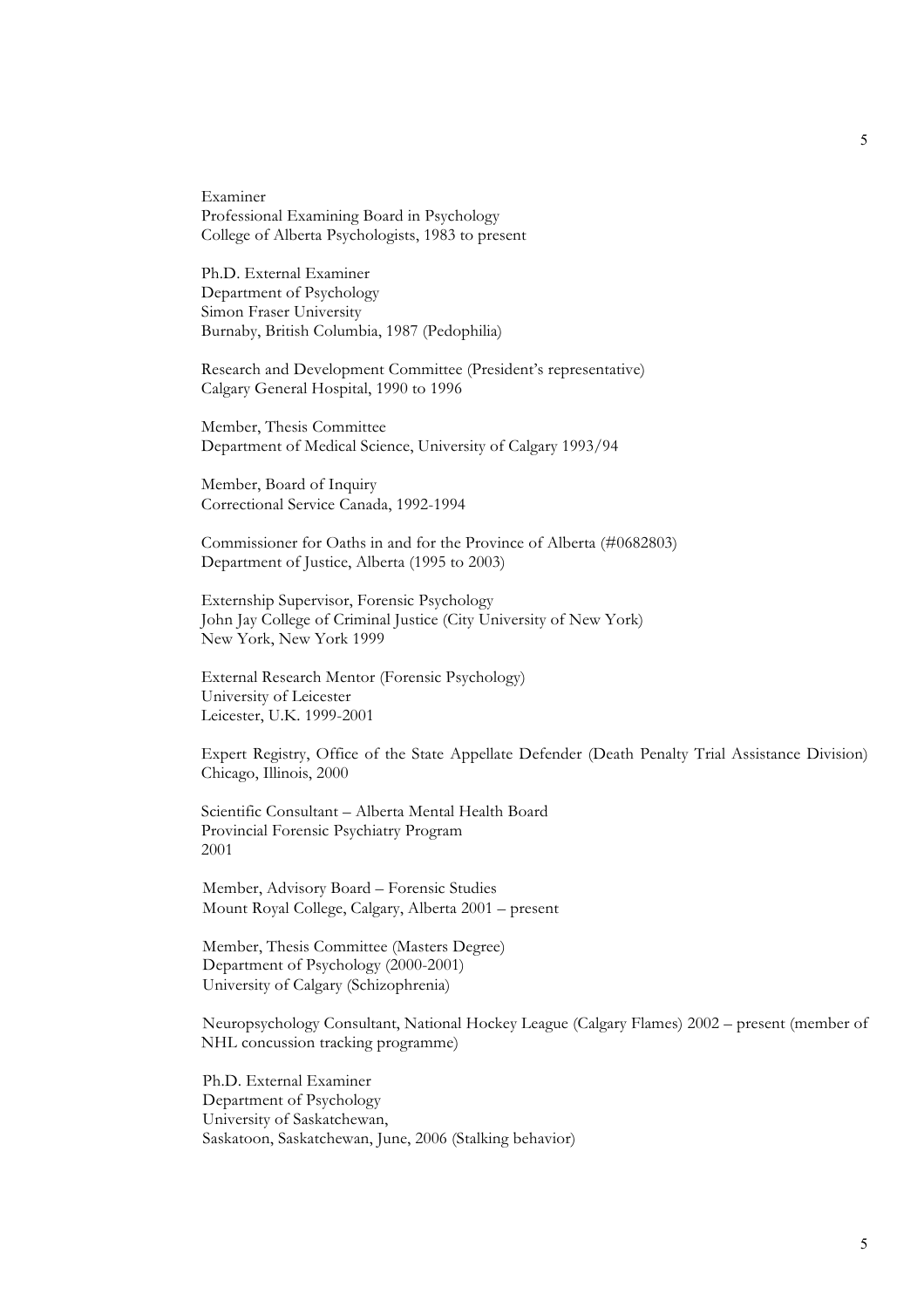Examiner
Professional Examining Board in Psychology
College of Alberta Psychologists, 1983 to present

Ph.D. External Examiner
Department of Psychology
Simon Fraser University
Burnaby, British Columbia, 1987 (Pedophilia)

Research and Development Committee (President's representative)
Calgary General Hospital, 1990 to 1996

Member, Thesis Committee
Department of Medical Science, University of Calgary 1993/94

Member, Board of Inquiry
Correctional Service Canada, 1992-1994

Commissioner for Oaths in and for the Province of Alberta (#0682803)
Department of Justice, Alberta (1995 to 2003)

Externship Supervisor, Forensic Psychology
John Jay College of Criminal Justice (City University of New York)
New York, New York 1999

External Research Mentor (Forensic Psychology)
University of Leicester
Leicester, U.K. 1999-2001

Expert Registry, Office of the State Appellate Defender (Death Penalty Trial Assistance Division)
Chicago, Illinois, 2000

Scientific Consultant – Alberta Mental Health Board
Provincial Forensic Psychiatry Program
2001

Member, Advisory Board – Forensic Studies
Mount Royal College, Calgary, Alberta 2001 – present

Member, Thesis Committee (Masters Degree)
Department of Psychology (2000-2001)
University of Calgary (Schizophrenia)

Neuropsychology Consultant, National Hockey League (Calgary Flames) 2002 – present (member of NHL concussion tracking programme)

Ph.D. External Examiner
Department of Psychology
University of Saskatchewan,
Saskatoon, Saskatchewan, June, 2006 (Stalking behavior)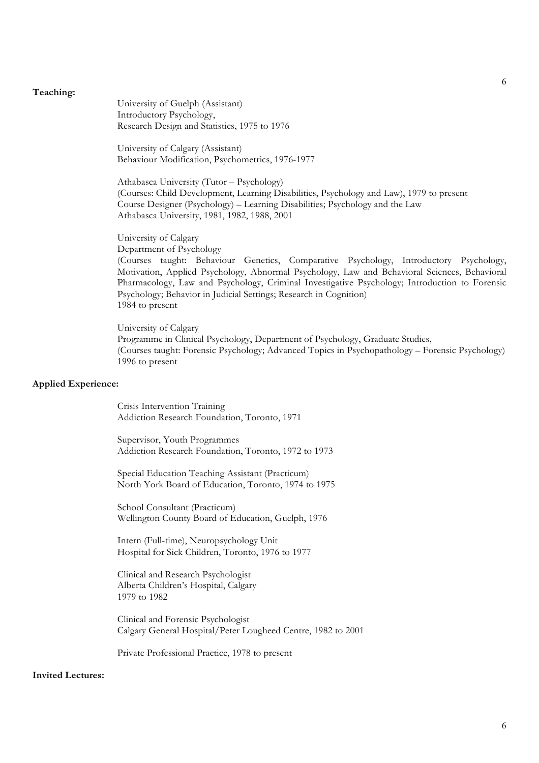**Teaching:**

University of Guelph (Assistant)
Introductory Psychology,
Research Design and Statistics, 1975 to 1976

University of Calgary (Assistant)
Behaviour Modification, Psychometrics, 1976-1977

Athabasca University (Tutor – Psychology)
(Courses: Child Development, Learning Disabilities, Psychology and Law), 1979 to present
Course Designer (Psychology) – Learning Disabilities; Psychology and the Law
Athabasca University, 1981, 1982, 1988, 2001

University of Calgary
Department of Psychology
(Courses taught: Behaviour Genetics, Comparative Psychology, Introductory Psychology, Motivation, Applied Psychology, Abnormal Psychology, Law and Behavioral Sciences, Behavioral Pharmacology, Law and Psychology, Criminal Investigative Psychology; Introduction to Forensic Psychology; Behavior in Judicial Settings; Research in Cognition)
1984 to present

University of Calgary
Programme in Clinical Psychology, Department of Psychology, Graduate Studies,
(Courses taught: Forensic Psychology; Advanced Topics in Psychopathology – Forensic Psychology)
1996 to present

**Applied Experience:**

Crisis Intervention Training
Addiction Research Foundation, Toronto, 1971

Supervisor, Youth Programmes
Addiction Research Foundation, Toronto, 1972 to 1973

Special Education Teaching Assistant (Practicum)
North York Board of Education, Toronto, 1974 to 1975

School Consultant (Practicum)
Wellington County Board of Education, Guelph, 1976

Intern (Full-time), Neuropsychology Unit
Hospital for Sick Children, Toronto, 1976 to 1977

Clinical and Research Psychologist
Alberta Children's Hospital, Calgary
1979 to 1982

Clinical and Forensic Psychologist
Calgary General Hospital/Peter Lougheed Centre, 1982 to 2001

Private Professional Practice, 1978 to present

**Invited Lectures:**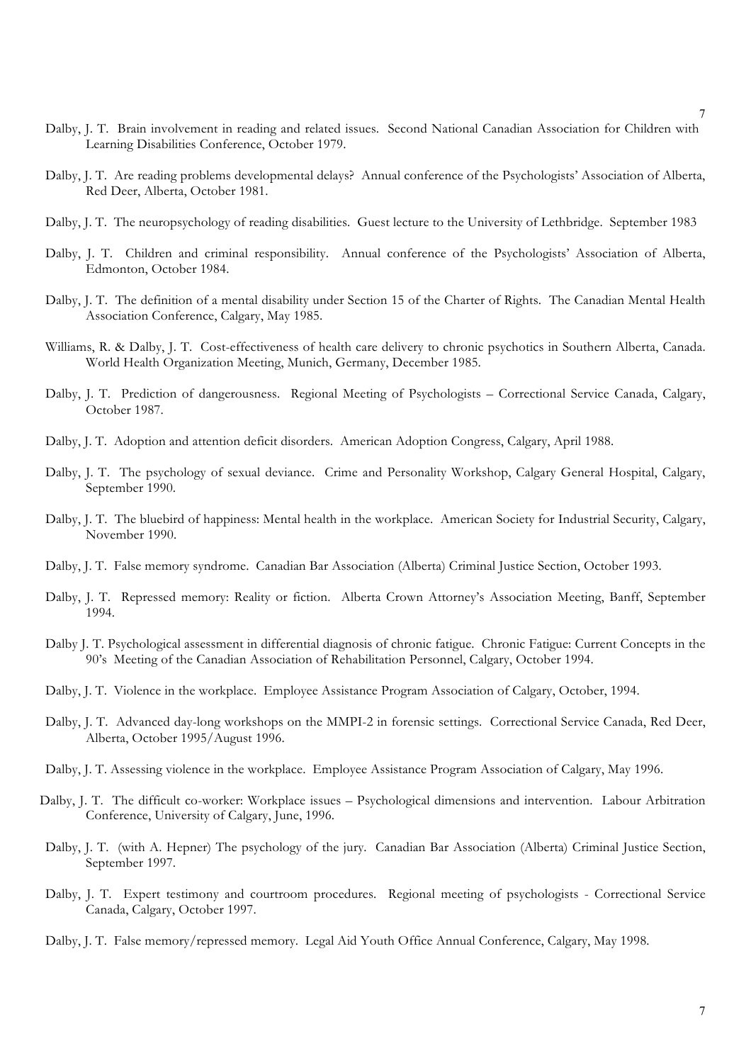Dalby, J. T. Brain involvement in reading and related issues. Second National Canadian Association for Children with Learning Disabilities Conference, October 1979.

Dalby, J. T. Are reading problems developmental delays? Annual conference of the Psychologists' Association of Alberta, Red Deer, Alberta, October 1981.

Dalby, J. T. The neuropsychology of reading disabilities. Guest lecture to the University of Lethbridge. September 1983

Dalby, J. T. Children and criminal responsibility. Annual conference of the Psychologists' Association of Alberta, Edmonton, October 1984.

Dalby, J. T. The definition of a mental disability under Section 15 of the Charter of Rights. The Canadian Mental Health Association Conference, Calgary, May 1985.

Williams, R. & Dalby, J. T. Cost-effectiveness of health care delivery to chronic psychotics in Southern Alberta, Canada. World Health Organization Meeting, Munich, Germany, December 1985.

Dalby, J. T. Prediction of dangerousness. Regional Meeting of Psychologists – Correctional Service Canada, Calgary, October 1987.

Dalby, J. T. Adoption and attention deficit disorders. American Adoption Congress, Calgary, April 1988.

Dalby, J. T. The psychology of sexual deviance. Crime and Personality Workshop, Calgary General Hospital, Calgary, September 1990.

Dalby, J. T. The bluebird of happiness: Mental health in the workplace. American Society for Industrial Security, Calgary, November 1990.

Dalby, J. T. False memory syndrome. Canadian Bar Association (Alberta) Criminal Justice Section, October 1993.

Dalby, J. T. Repressed memory: Reality or fiction. Alberta Crown Attorney's Association Meeting, Banff, September 1994.

Dalby J. T. Psychological assessment in differential diagnosis of chronic fatigue. Chronic Fatigue: Current Concepts in the 90's Meeting of the Canadian Association of Rehabilitation Personnel, Calgary, October 1994.

Dalby, J. T. Violence in the workplace. Employee Assistance Program Association of Calgary, October, 1994.

Dalby, J. T. Advanced day-long workshops on the MMPI-2 in forensic settings. Correctional Service Canada, Red Deer, Alberta, October 1995/August 1996.

Dalby, J. T. Assessing violence in the workplace. Employee Assistance Program Association of Calgary, May 1996.

Dalby, J. T. The difficult co-worker: Workplace issues – Psychological dimensions and intervention. Labour Arbitration Conference, University of Calgary, June, 1996.

Dalby, J. T. (with A. Hepner) The psychology of the jury. Canadian Bar Association (Alberta) Criminal Justice Section, September 1997.

Dalby, J. T. Expert testimony and courtroom procedures. Regional meeting of psychologists - Correctional Service Canada, Calgary, October 1997.

Dalby, J. T. False memory/repressed memory. Legal Aid Youth Office Annual Conference, Calgary, May 1998.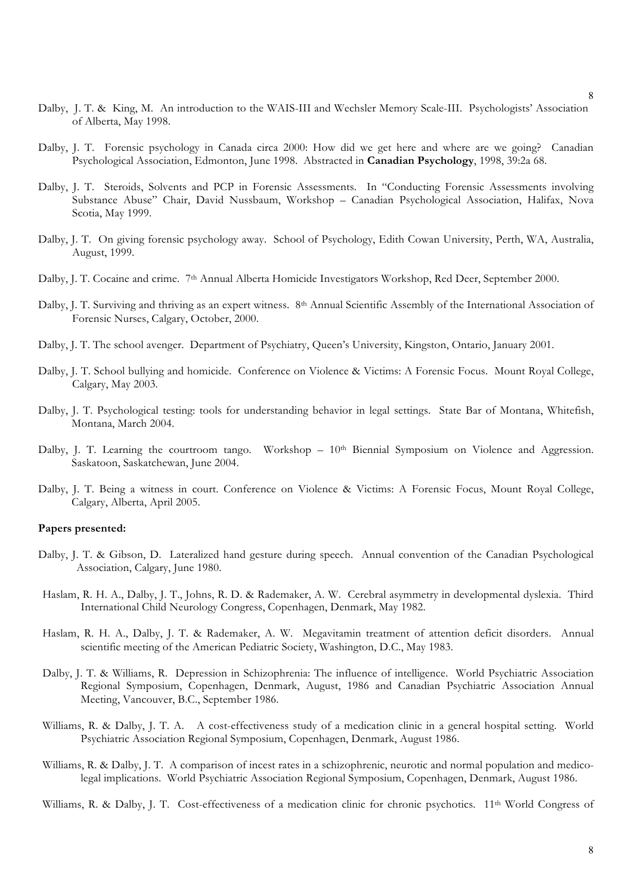Dalby, J. T. & King, M. An introduction to the WAIS-III and Wechsler Memory Scale-III. Psychologists' Association of Alberta, May 1998.

Dalby, J. T. Forensic psychology in Canada circa 2000: How did we get here and where are we going? Canadian Psychological Association, Edmonton, June 1998. Abstracted in **Canadian Psychology**, 1998, 39:2a 68.

Dalby, J. T. Steroids, Solvents and PCP in Forensic Assessments. In "Conducting Forensic Assessments involving Substance Abuse" Chair, David Nussbaum, Workshop – Canadian Psychological Association, Halifax, Nova Scotia, May 1999.

Dalby, J. T. On giving forensic psychology away. School of Psychology, Edith Cowan University, Perth, WA, Australia, August, 1999.

Dalby, J. T. Cocaine and crime. 7th Annual Alberta Homicide Investigators Workshop, Red Deer, September 2000.

Dalby, J. T. Surviving and thriving as an expert witness. 8th Annual Scientific Assembly of the International Association of Forensic Nurses, Calgary, October, 2000.

Dalby, J. T. The school avenger. Department of Psychiatry, Queen's University, Kingston, Ontario, January 2001.

Dalby, J. T. School bullying and homicide. Conference on Violence & Victims: A Forensic Focus. Mount Royal College, Calgary, May 2003.

Dalby, J. T. Psychological testing: tools for understanding behavior in legal settings. State Bar of Montana, Whitefish, Montana, March 2004.

Dalby, J. T. Learning the courtroom tango. Workshop – 10th Biennial Symposium on Violence and Aggression. Saskatoon, Saskatchewan, June 2004.

Dalby, J. T. Being a witness in court. Conference on Violence & Victims: A Forensic Focus, Mount Royal College, Calgary, Alberta, April 2005.

**Papers presented:**

Dalby, J. T. & Gibson, D. Lateralized hand gesture during speech. Annual convention of the Canadian Psychological Association, Calgary, June 1980.

Haslam, R. H. A., Dalby, J. T., Johns, R. D. & Rademaker, A. W. Cerebral asymmetry in developmental dyslexia. Third International Child Neurology Congress, Copenhagen, Denmark, May 1982.

Haslam, R. H. A., Dalby, J. T. & Rademaker, A. W. Megavitamin treatment of attention deficit disorders. Annual scientific meeting of the American Pediatric Society, Washington, D.C., May 1983.

Dalby, J. T. & Williams, R. Depression in Schizophrenia: The influence of intelligence. World Psychiatric Association Regional Symposium, Copenhagen, Denmark, August, 1986 and Canadian Psychiatric Association Annual Meeting, Vancouver, B.C., September 1986.

Williams, R. & Dalby, J. T. A. A cost-effectiveness study of a medication clinic in a general hospital setting. World Psychiatric Association Regional Symposium, Copenhagen, Denmark, August 1986.

Williams, R. & Dalby, J. T. A comparison of incest rates in a schizophrenic, neurotic and normal population and medico-legal implications. World Psychiatric Association Regional Symposium, Copenhagen, Denmark, August 1986.

Williams, R. & Dalby, J. T. Cost-effectiveness of a medication clinic for chronic psychotics. 11th World Congress of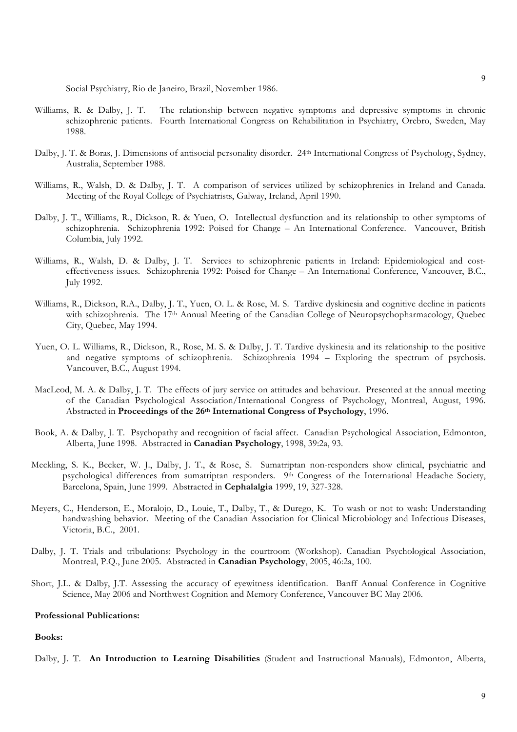Social Psychiatry, Rio de Janeiro, Brazil, November 1986.

Williams, R. & Dalby, J. T. The relationship between negative symptoms and depressive symptoms in chronic schizophrenic patients. Fourth International Congress on Rehabilitation in Psychiatry, Orebro, Sweden, May 1988.

Dalby, J. T. & Boras, J. Dimensions of antisocial personality disorder. 24th International Congress of Psychology, Sydney, Australia, September 1988.

Williams, R., Walsh, D. & Dalby, J. T. A comparison of services utilized by schizophrenics in Ireland and Canada. Meeting of the Royal College of Psychiatrists, Galway, Ireland, April 1990.

Dalby, J. T., Williams, R., Dickson, R. & Yuen, O. Intellectual dysfunction and its relationship to other symptoms of schizophrenia. Schizophrenia 1992: Poised for Change – An International Conference. Vancouver, British Columbia, July 1992.

Williams, R., Walsh, D. & Dalby, J. T. Services to schizophrenic patients in Ireland: Epidemiological and cost-effectiveness issues. Schizophrenia 1992: Poised for Change – An International Conference, Vancouver, B.C., July 1992.

Williams, R., Dickson, R.A., Dalby, J. T., Yuen, O. L. & Rose, M. S. Tardive dyskinesia and cognitive decline in patients with schizophrenia. The 17th Annual Meeting of the Canadian College of Neuropsychopharmacology, Quebec City, Quebec, May 1994.

Yuen, O. L. Williams, R., Dickson, R., Rose, M. S. & Dalby, J. T. Tardive dyskinesia and its relationship to the positive and negative symptoms of schizophrenia. Schizophrenia 1994 – Exploring the spectrum of psychosis. Vancouver, B.C., August 1994.

MacLeod, M. A. & Dalby, J. T. The effects of jury service on attitudes and behaviour. Presented at the annual meeting of the Canadian Psychological Association/International Congress of Psychology, Montreal, August, 1996. Abstracted in **Proceedings of the 26th International Congress of Psychology**, 1996.

Book, A. & Dalby, J. T. Psychopathy and recognition of facial affect. Canadian Psychological Association, Edmonton, Alberta, June 1998. Abstracted in **Canadian Psychology**, 1998, 39:2a, 93.

Meckling, S. K., Becker, W. J., Dalby, J. T., & Rose, S. Sumatriptan non-responders show clinical, psychiatric and psychological differences from sumatriptan responders. 9th Congress of the International Headache Society, Barcelona, Spain, June 1999. Abstracted in **Cephalalgia** 1999, 19, 327-328.

Meyers, C., Henderson, E., Moralojo, D., Louie, T., Dalby, T., & Durego, K. To wash or not to wash: Understanding handwashing behavior. Meeting of the Canadian Association for Clinical Microbiology and Infectious Diseases, Victoria, B.C., 2001.

Dalby, J. T. Trials and tribulations: Psychology in the courtroom (Workshop). Canadian Psychological Association, Montreal, P.Q., June 2005. Abstracted in **Canadian Psychology**, 2005, 46:2a, 100.

Short, J.L. & Dalby, J.T. Assessing the accuracy of eyewitness identification. Banff Annual Conference in Cognitive Science, May 2006 and Northwest Cognition and Memory Conference, Vancouver BC May 2006.

**Professional Publications:**

**Books:**

Dalby, J. T. **An Introduction to Learning Disabilities** (Student and Instructional Manuals), Edmonton, Alberta,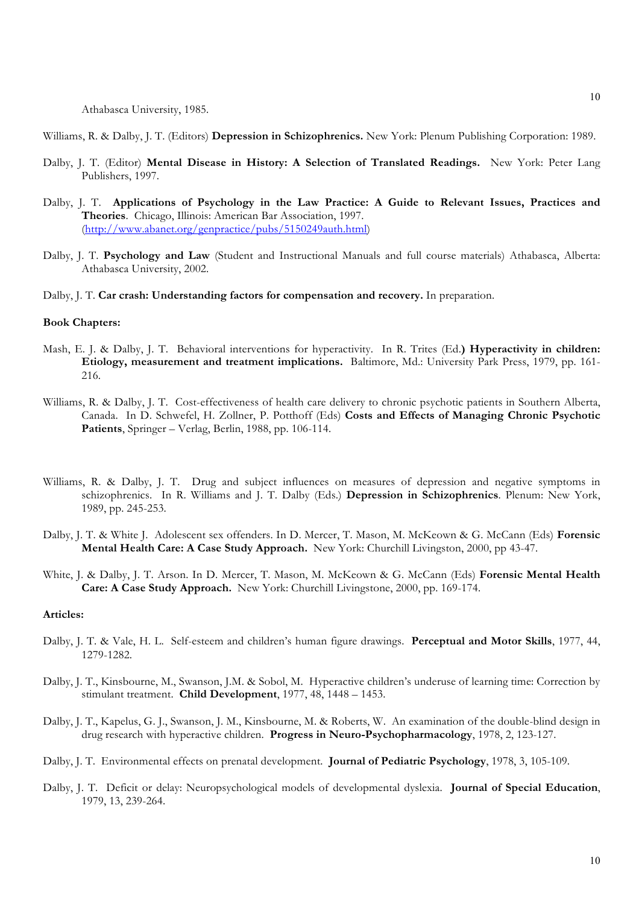Athabasca University, 1985.

Williams, R. & Dalby, J. T. (Editors) **Depression in Schizophrenics.** New York: Plenum Publishing Corporation: 1989.

Dalby, J. T. (Editor) **Mental Disease in History: A Selection of Translated Readings.** New York: Peter Lang Publishers, 1997.

Dalby, J. T. **Applications of Psychology in the Law Practice: A Guide to Relevant Issues, Practices and Theories**. Chicago, Illinois: American Bar Association, 1997. (http://www.abanet.org/genpractice/pubs/5150249auth.html)

Dalby, J. T. **Psychology and Law** (Student and Instructional Manuals and full course materials) Athabasca, Alberta: Athabasca University, 2002.

Dalby, J. T. **Car crash: Understanding factors for compensation and recovery.** In preparation.

**Book Chapters:**

Mash, E. J. & Dalby, J. T. Behavioral interventions for hyperactivity. In R. Trites (Ed.**) Hyperactivity in children: Etiology, measurement and treatment implications.** Baltimore, Md.: University Park Press, 1979, pp. 161-216.

Williams, R. & Dalby, J. T. Cost-effectiveness of health care delivery to chronic psychotic patients in Southern Alberta, Canada. In D. Schwefel, H. Zollner, P. Potthoff (Eds) **Costs and Effects of Managing Chronic Psychotic Patients**, Springer – Verlag, Berlin, 1988, pp. 106-114.

Williams, R. & Dalby, J. T. Drug and subject influences on measures of depression and negative symptoms in schizophrenics. In R. Williams and J. T. Dalby (Eds.) **Depression in Schizophrenics**. Plenum: New York, 1989, pp. 245-253.

Dalby, J. T. & White J. Adolescent sex offenders. In D. Mercer, T. Mason, M. McKeown & G. McCann (Eds) **Forensic Mental Health Care: A Case Study Approach.** New York: Churchill Livingston, 2000, pp 43-47.

White, J. & Dalby, J. T. Arson. In D. Mercer, T. Mason, M. McKeown & G. McCann (Eds) **Forensic Mental Health Care: A Case Study Approach.** New York: Churchill Livingstone, 2000, pp. 169-174.

**Articles:**

Dalby, J. T. & Vale, H. L. Self-esteem and children's human figure drawings. **Perceptual and Motor Skills**, 1977, 44, 1279-1282.

Dalby, J. T., Kinsbourne, M., Swanson, J.M. & Sobol, M. Hyperactive children's underuse of learning time: Correction by stimulant treatment. **Child Development**, 1977, 48, 1448 – 1453.

Dalby, J. T., Kapelus, G. J., Swanson, J. M., Kinsbourne, M. & Roberts, W. An examination of the double-blind design in drug research with hyperactive children. **Progress in Neuro-Psychopharmacology**, 1978, 2, 123-127.

Dalby, J. T. Environmental effects on prenatal development. **Journal of Pediatric Psychology**, 1978, 3, 105-109.

Dalby, J. T. Deficit or delay: Neuropsychological models of developmental dyslexia. **Journal of Special Education**, 1979, 13, 239-264.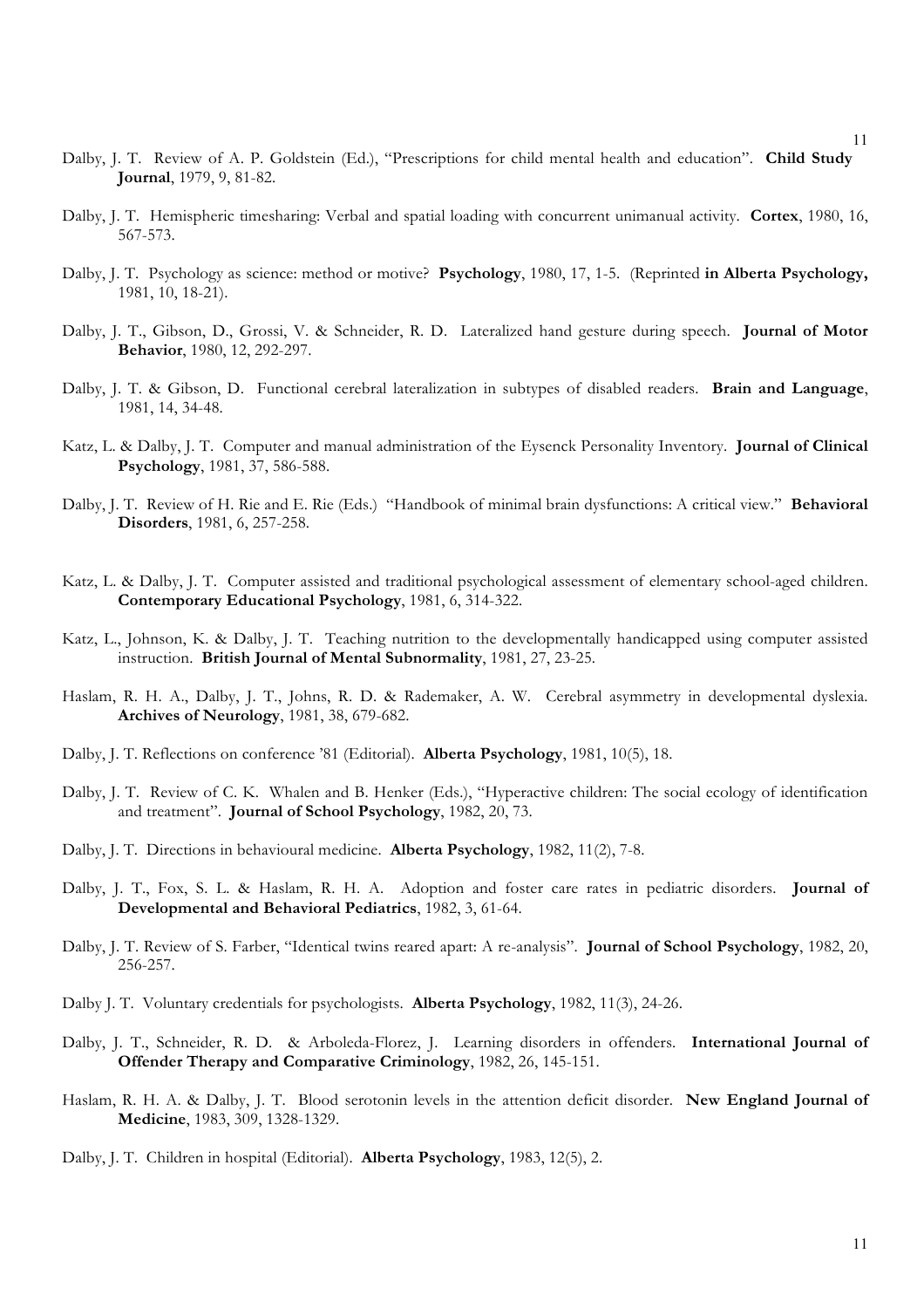Dalby, J. T. Review of A. P. Goldstein (Ed.), "Prescriptions for child mental health and education". **Child Study Journal**, 1979, 9, 81-82.

Dalby, J. T. Hemispheric timesharing: Verbal and spatial loading with concurrent unimanual activity. **Cortex**, 1980, 16, 567-573.

Dalby, J. T. Psychology as science: method or motive? **Psychology**, 1980, 17, 1-5. (Reprinted **in Alberta Psychology,** 1981, 10, 18-21).

Dalby, J. T., Gibson, D., Grossi, V. & Schneider, R. D. Lateralized hand gesture during speech. **Journal of Motor Behavior**, 1980, 12, 292-297.

Dalby, J. T. & Gibson, D. Functional cerebral lateralization in subtypes of disabled readers. **Brain and Language**, 1981, 14, 34-48.

Katz, L. & Dalby, J. T. Computer and manual administration of the Eysenck Personality Inventory. **Journal of Clinical Psychology**, 1981, 37, 586-588.

Dalby, J. T. Review of H. Rie and E. Rie (Eds.) "Handbook of minimal brain dysfunctions: A critical view." **Behavioral Disorders**, 1981, 6, 257-258.

Katz, L. & Dalby, J. T. Computer assisted and traditional psychological assessment of elementary school-aged children. **Contemporary Educational Psychology**, 1981, 6, 314-322.

Katz, L., Johnson, K. & Dalby, J. T. Teaching nutrition to the developmentally handicapped using computer assisted instruction. **British Journal of Mental Subnormality**, 1981, 27, 23-25.

Haslam, R. H. A., Dalby, J. T., Johns, R. D. & Rademaker, A. W. Cerebral asymmetry in developmental dyslexia. **Archives of Neurology**, 1981, 38, 679-682.

Dalby, J. T. Reflections on conference '81 (Editorial). **Alberta Psychology**, 1981, 10(5), 18.

Dalby, J. T. Review of C. K. Whalen and B. Henker (Eds.), "Hyperactive children: The social ecology of identification and treatment". **Journal of School Psychology**, 1982, 20, 73.

Dalby, J. T. Directions in behavioural medicine. **Alberta Psychology**, 1982, 11(2), 7-8.

Dalby, J. T., Fox, S. L. & Haslam, R. H. A. Adoption and foster care rates in pediatric disorders. **Journal of Developmental and Behavioral Pediatrics**, 1982, 3, 61-64.

Dalby, J. T. Review of S. Farber, "Identical twins reared apart: A re-analysis". **Journal of School Psychology**, 1982, 20, 256-257.

Dalby J. T. Voluntary credentials for psychologists. **Alberta Psychology**, 1982, 11(3), 24-26.

Dalby, J. T., Schneider, R. D. & Arboleda-Florez, J. Learning disorders in offenders. **International Journal of Offender Therapy and Comparative Criminology**, 1982, 26, 145-151.

Haslam, R. H. A. & Dalby, J. T. Blood serotonin levels in the attention deficit disorder. **New England Journal of Medicine**, 1983, 309, 1328-1329.

Dalby, J. T. Children in hospital (Editorial). **Alberta Psychology**, 1983, 12(5), 2.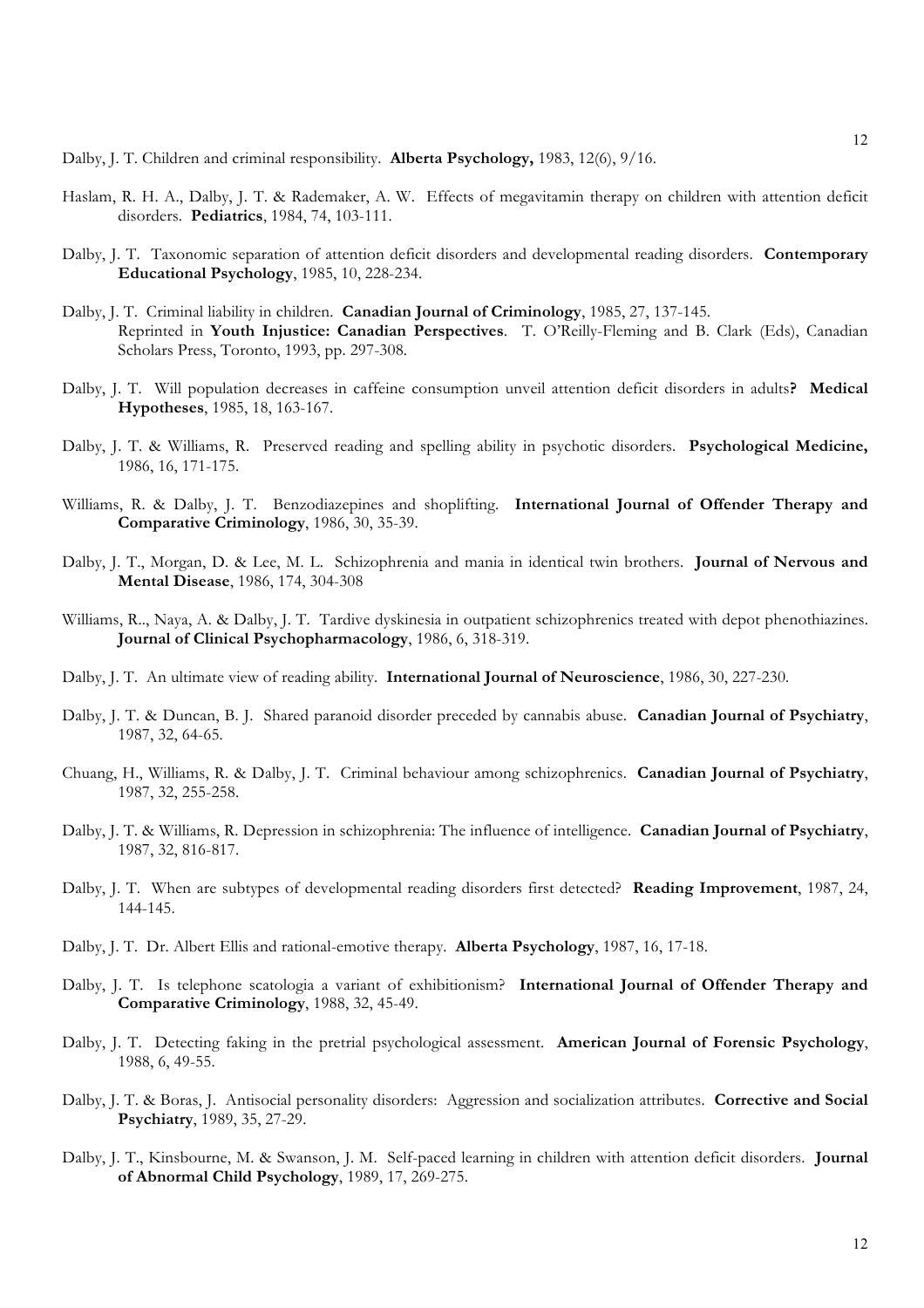Dalby, J. T. Children and criminal responsibility. **Alberta Psychology,** 1983, 12(6), 9/16.

Haslam, R. H. A., Dalby, J. T. & Rademaker, A. W. Effects of megavitamin therapy on children with attention deficit disorders. **Pediatrics**, 1984, 74, 103-111.

Dalby, J. T. Taxonomic separation of attention deficit disorders and developmental reading disorders. **Contemporary Educational Psychology**, 1985, 10, 228-234.

Dalby, J. T. Criminal liability in children. **Canadian Journal of Criminology**, 1985, 27, 137-145.
Reprinted in **Youth Injustice: Canadian Perspectives**. T. O'Reilly-Fleming and B. Clark (Eds), Canadian Scholars Press, Toronto, 1993, pp. 297-308.

Dalby, J. T. Will population decreases in caffeine consumption unveil attention deficit disorders in adults**?** **Medical Hypotheses**, 1985, 18, 163-167.

Dalby, J. T. & Williams, R. Preserved reading and spelling ability in psychotic disorders. **Psychological Medicine,** 1986, 16, 171-175.

Williams, R. & Dalby, J. T. Benzodiazepines and shoplifting. **International Journal of Offender Therapy and Comparative Criminology**, 1986, 30, 35-39.

Dalby, J. T., Morgan, D. & Lee, M. L. Schizophrenia and mania in identical twin brothers. **Journal of Nervous and Mental Disease**, 1986, 174, 304-308

Williams, R.., Naya, A. & Dalby, J. T. Tardive dyskinesia in outpatient schizophrenics treated with depot phenothiazines. **Journal of Clinical Psychopharmacology**, 1986, 6, 318-319.

Dalby, J. T. An ultimate view of reading ability. **International Journal of Neuroscience**, 1986, 30, 227-230.

Dalby, J. T. & Duncan, B. J. Shared paranoid disorder preceded by cannabis abuse. **Canadian Journal of Psychiatry**, 1987, 32, 64-65.

Chuang, H., Williams, R. & Dalby, J. T. Criminal behaviour among schizophrenics. **Canadian Journal of Psychiatry**, 1987, 32, 255-258.

Dalby, J. T. & Williams, R. Depression in schizophrenia: The influence of intelligence. **Canadian Journal of Psychiatry**, 1987, 32, 816-817.

Dalby, J. T. When are subtypes of developmental reading disorders first detected? **Reading Improvement**, 1987, 24, 144-145.

Dalby, J. T. Dr. Albert Ellis and rational-emotive therapy. **Alberta Psychology**, 1987, 16, 17-18.

Dalby, J. T. Is telephone scatologia a variant of exhibitionism? **International Journal of Offender Therapy and Comparative Criminology**, 1988, 32, 45-49.

Dalby, J. T. Detecting faking in the pretrial psychological assessment. **American Journal of Forensic Psychology**, 1988, 6, 49-55.

Dalby, J. T. & Boras, J. Antisocial personality disorders: Aggression and socialization attributes. **Corrective and Social Psychiatry**, 1989, 35, 27-29.

Dalby, J. T., Kinsbourne, M. & Swanson, J. M. Self-paced learning in children with attention deficit disorders. **Journal of Abnormal Child Psychology**, 1989, 17, 269-275.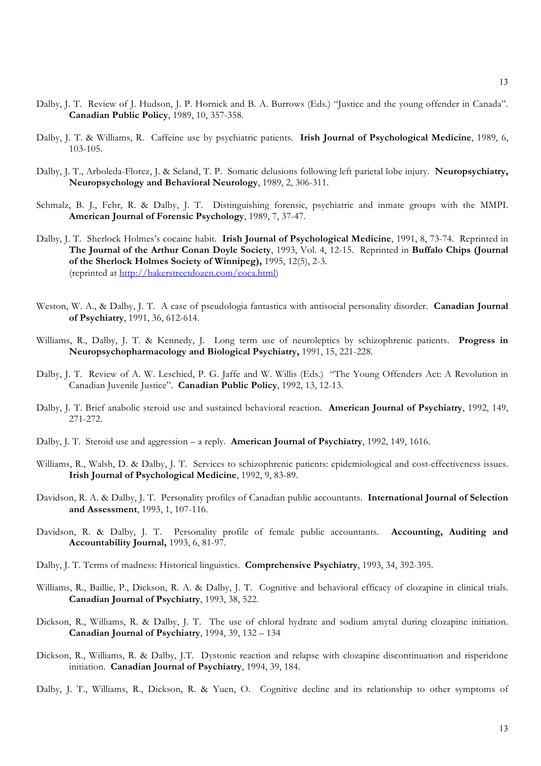Dalby, J. T. Review of J. Hudson, J. P. Hornick and B. A. Burrows (Eds.) "Justice and the young offender in Canada". **Canadian Public Policy**, 1989, 10, 357-358.

Dalby, J. T. & Williams, R. Caffeine use by psychiatric patients. **Irish Journal of Psychological Medicine**, 1989, 6, 103-105.

Dalby, J. T., Arboleda-Florez, J. & Seland, T. P. Somatic delusions following left parietal lobe injury. **Neuropsychiatry, Neuropsychology and Behavioral Neurology**, 1989, 2, 306-311.

Schmalz, B. J., Fehr, R. & Dalby, J. T. Distinguishing forensic, psychiatric and inmate groups with the MMPI. **American Journal of Forensic Psychology**, 1989, 7, 37-47.

Dalby, J. T. Sherlock Holmes's cocaine habit. **Irish Journal of Psychological Medicine**, 1991, 8, 73-74. Reprinted in **The Journal of the Arthur Conan Doyle Society**, 1993, Vol. 4, 12-15. Reprinted in **Buffalo Chips (Journal of the Sherlock Holmes Society of Winnipeg),** 1995, 12(5), 2-3.
(reprinted at http://bakerstreetdozen.com/coca.html)

Weston, W. A., & Dalby, J. T. A case of pseudologia fantastica with antisocial personality disorder. **Canadian Journal of Psychiatry**, 1991, 36, 612-614.

Williams, R., Dalby, J. T. & Kennedy, J. Long term use of neuroleptics by schizophrenic patients. **Progress in Neuropsychopharmacology and Biological Psychiatry,** 1991, 15, 221-228.

Dalby, J. T. Review of A. W. Leschied, P. G. Jaffe and W. Willis (Eds.) "The Young Offenders Act: A Revolution in Canadian Juvenile Justice". **Canadian Public Policy**, 1992, 13, 12-13.

Dalby, J. T. Brief anabolic steroid use and sustained behavioral reaction. **American Journal of Psychiatry**, 1992, 149, 271-272.

Dalby, J. T. Steroid use and aggression – a reply. **American Journal of Psychiatry**, 1992, 149, 1616.

Williams, R., Walsh, D. & Dalby, J. T. Services to schizophrenic patients: epidemiological and cost-effectiveness issues. **Irish Journal of Psychological Medicine**, 1992, 9, 83-89.

Davidson, R. A. & Dalby, J. T. Personality profiles of Canadian public accountants. **International Journal of Selection and Assessment**, 1993, 1, 107-116.

Davidson, R. & Dalby, J. T. Personality profile of female public accountants. **Accounting, Auditing and Accountability Journal,** 1993, 6, 81-97.

Dalby, J. T. Terms of madness: Historical linguistics. **Comprehensive Psychiatry**, 1993, 34, 392-395.

Williams, R., Baillie, P., Dickson, R. A. & Dalby, J. T. Cognitive and behavioral efficacy of clozapine in clinical trials. **Canadian Journal of Psychiatry**, 1993, 38, 522.

Dickson, R., Williams, R. & Dalby, J. T. The use of chloral hydrate and sodium amytal during clozapine initiation. **Canadian Journal of Psychiatry**, 1994, 39, 132 – 134

Dickson, R., Williams, R. & Dalby, J.T. Dystonic reaction and relapse with clozapine discontinuation and risperidone initiation. **Canadian Journal of Psychiatry**, 1994, 39, 184.

Dalby, J. T., Williams, R., Dickson, R. & Yuen, O. Cognitive decline and its relationship to other symptoms of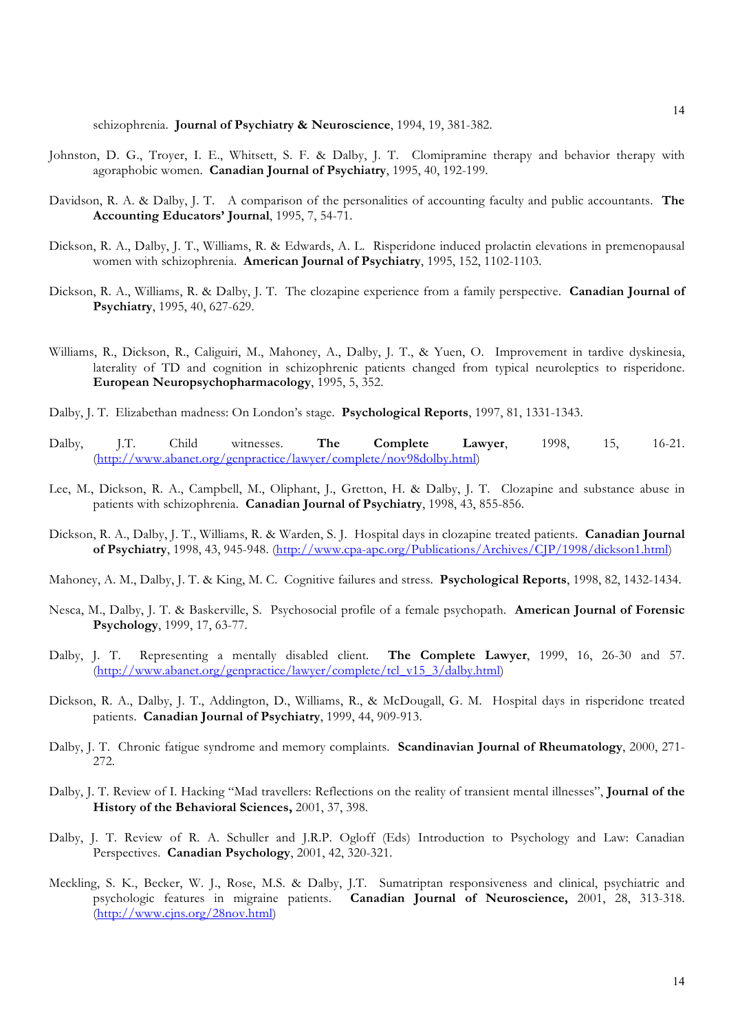schizophrenia. **Journal of Psychiatry & Neuroscience**, 1994, 19, 381-382.

Johnston, D. G., Troyer, I. E., Whitsett, S. F. & Dalby, J. T. Clomipramine therapy and behavior therapy with agoraphobic women. **Canadian Journal of Psychiatry**, 1995, 40, 192-199.

Davidson, R. A. & Dalby, J. T. A comparison of the personalities of accounting faculty and public accountants. **The Accounting Educators' Journal**, 1995, 7, 54-71.

Dickson, R. A., Dalby, J. T., Williams, R. & Edwards, A. L. Risperidone induced prolactin elevations in premenopausal women with schizophrenia. **American Journal of Psychiatry**, 1995, 152, 1102-1103.

Dickson, R. A., Williams, R. & Dalby, J. T. The clozapine experience from a family perspective. **Canadian Journal of Psychiatry**, 1995, 40, 627-629.

Williams, R., Dickson, R., Caliguiri, M., Mahoney, A., Dalby, J. T., & Yuen, O. Improvement in tardive dyskinesia, laterality of TD and cognition in schizophrenic patients changed from typical neuroleptics to risperidone. **European Neuropsychopharmacology**, 1995, 5, 352.

Dalby, J. T. Elizabethan madness: On London's stage. **Psychological Reports**, 1997, 81, 1331-1343.

Dalby, J.T. Child witnesses. **The Complete Lawyer**, 1998, 15, 16-21. (http://www.abanet.org/genpractice/lawyer/complete/nov98dolby.html)

Lee, M., Dickson, R. A., Campbell, M., Oliphant, J., Gretton, H. & Dalby, J. T. Clozapine and substance abuse in patients with schizophrenia. **Canadian Journal of Psychiatry**, 1998, 43, 855-856.

Dickson, R. A., Dalby, J. T., Williams, R. & Warden, S. J. Hospital days in clozapine treated patients. **Canadian Journal of Psychiatry**, 1998, 43, 945-948. (http://www.cpa-apc.org/Publications/Archives/CJP/1998/dickson1.html)

Mahoney, A. M., Dalby, J. T. & King, M. C. Cognitive failures and stress. **Psychological Reports**, 1998, 82, 1432-1434.

Nesca, M., Dalby, J. T. & Baskerville, S. Psychosocial profile of a female psychopath. **American Journal of Forensic Psychology**, 1999, 17, 63-77.

Dalby, J. T. Representing a mentally disabled client. **The Complete Lawyer**, 1999, 16, 26-30 and 57. (http://www.abanet.org/genpractice/lawyer/complete/tcl_v15_3/dalby.html)

Dickson, R. A., Dalby, J. T., Addington, D., Williams, R., & McDougall, G. M. Hospital days in risperidone treated patients. **Canadian Journal of Psychiatry**, 1999, 44, 909-913.

Dalby, J. T. Chronic fatigue syndrome and memory complaints. **Scandinavian Journal of Rheumatology**, 2000, 271-272.

Dalby, J. T. Review of I. Hacking "Mad travellers: Reflections on the reality of transient mental illnesses", **Journal of the History of the Behavioral Sciences,** 2001, 37, 398.

Dalby, J. T. Review of R. A. Schuller and J.R.P. Ogloff (Eds) Introduction to Psychology and Law: Canadian Perspectives. **Canadian Psychology**, 2001, 42, 320-321.

Meckling, S. K., Becker, W. J., Rose, M.S. & Dalby, J.T. Sumatriptan responsiveness and clinical, psychiatric and psychologic features in migraine patients. **Canadian Journal of Neuroscience,** 2001, 28, 313-318. (http://www.cjns.org/28nov.html)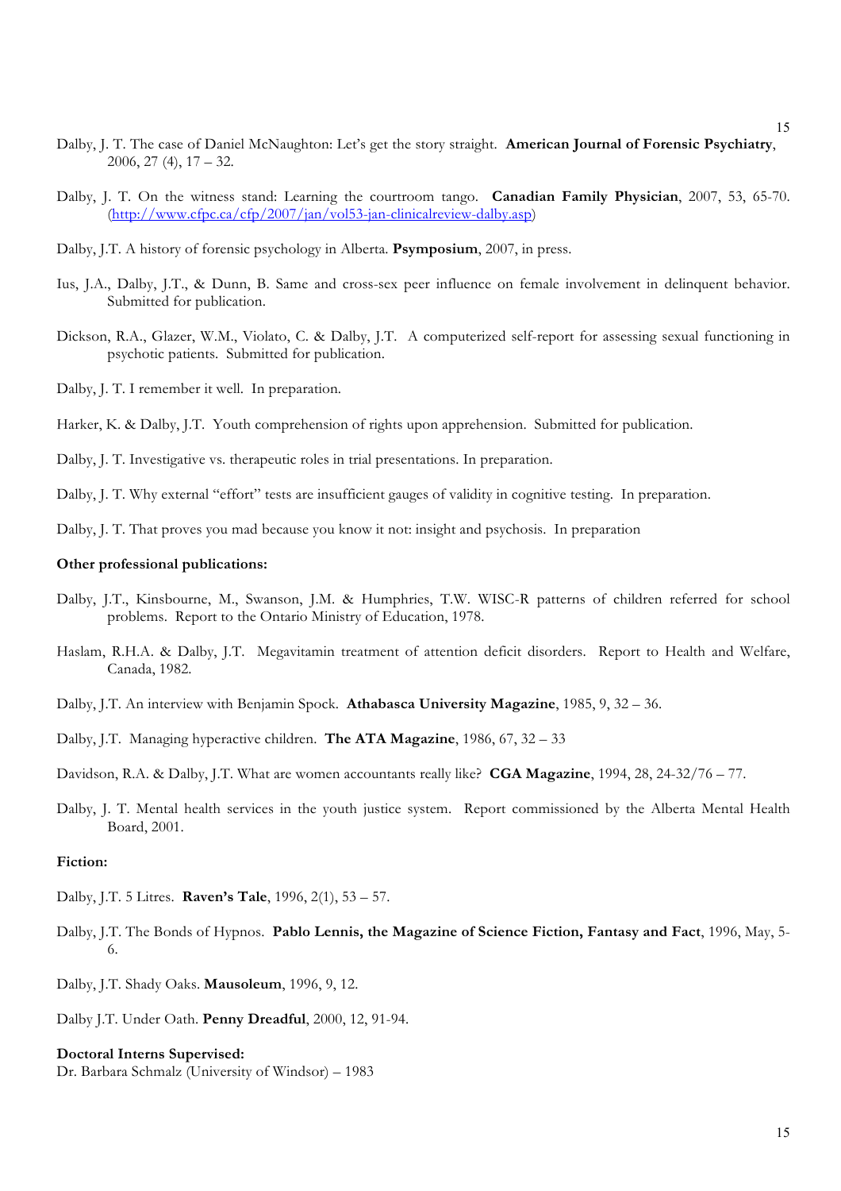Dalby, J. T. The case of Daniel McNaughton: Let's get the story straight. **American Journal of Forensic Psychiatry**, 2006, 27 (4), 17 – 32.

Dalby, J. T. On the witness stand: Learning the courtroom tango. **Canadian Family Physician**, 2007, 53, 65-70. (http://www.cfpc.ca/cfp/2007/jan/vol53-jan-clinicalreview-dalby.asp)

Dalby, J.T. A history of forensic psychology in Alberta. **Psymposium**, 2007, in press.

Ius, J.A., Dalby, J.T., & Dunn, B. Same and cross-sex peer influence on female involvement in delinquent behavior. Submitted for publication.

Dickson, R.A., Glazer, W.M., Violato, C. & Dalby, J.T. A computerized self-report for assessing sexual functioning in psychotic patients. Submitted for publication.

Dalby, J. T. I remember it well. In preparation.

Harker, K. & Dalby, J.T. Youth comprehension of rights upon apprehension. Submitted for publication.

Dalby, J. T. Investigative vs. therapeutic roles in trial presentations. In preparation.

Dalby, J. T. Why external "effort" tests are insufficient gauges of validity in cognitive testing. In preparation.

Dalby, J. T. That proves you mad because you know it not: insight and psychosis. In preparation

**Other professional publications:**

Dalby, J.T., Kinsbourne, M., Swanson, J.M. & Humphries, T.W. WISC-R patterns of children referred for school problems. Report to the Ontario Ministry of Education, 1978.

Haslam, R.H.A. & Dalby, J.T. Megavitamin treatment of attention deficit disorders. Report to Health and Welfare, Canada, 1982.

Dalby, J.T. An interview with Benjamin Spock. **Athabasca University Magazine**, 1985, 9, 32 – 36.

Dalby, J.T. Managing hyperactive children. **The ATA Magazine**, 1986, 67, 32 – 33

Davidson, R.A. & Dalby, J.T. What are women accountants really like? **CGA Magazine**, 1994, 28, 24-32/76 – 77.

Dalby, J. T. Mental health services in the youth justice system. Report commissioned by the Alberta Mental Health Board, 2001.

**Fiction:**

Dalby, J.T. 5 Litres. **Raven's Tale**, 1996, 2(1), 53 – 57.

Dalby, J.T. The Bonds of Hypnos. **Pablo Lennis, the Magazine of Science Fiction, Fantasy and Fact**, 1996, May, 5-6.

Dalby, J.T. Shady Oaks. **Mausoleum**, 1996, 9, 12.

Dalby J.T. Under Oath. **Penny Dreadful**, 2000, 12, 91-94.

**Doctoral Interns Supervised:**

Dr. Barbara Schmalz (University of Windsor) – 1983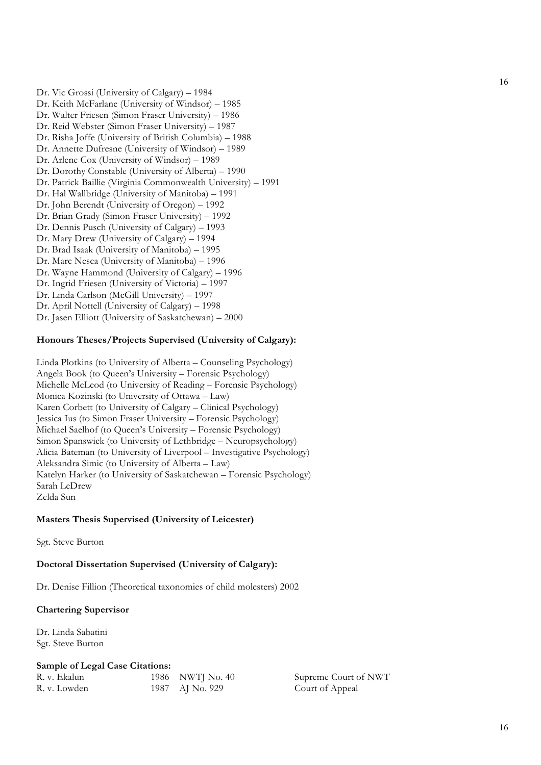Dr. Vic Grossi (University of Calgary) – 1984  
Dr. Keith McFarlane (University of Windsor) – 1985  
Dr. Walter Friesen (Simon Fraser University) – 1986  
Dr. Reid Webster (Simon Fraser University) – 1987  
Dr. Risha Joffe (University of British Columbia) – 1988  
Dr. Annette Dufresne (University of Windsor) – 1989  
Dr. Arlene Cox (University of Windsor) – 1989  
Dr. Dorothy Constable (University of Alberta) – 1990  
Dr. Patrick Baillie (Virginia Commonwealth University) – 1991  
Dr. Hal Wallbridge (University of Manitoba) – 1991  
Dr. John Berendt (University of Oregon) – 1992  
Dr. Brian Grady (Simon Fraser University) – 1992  
Dr. Dennis Pusch (University of Calgary) – 1993  
Dr. Mary Drew (University of Calgary) – 1994  
Dr. Brad Isaak (University of Manitoba) – 1995  
Dr. Marc Nesca (University of Manitoba) – 1996  
Dr. Wayne Hammond (University of Calgary) – 1996  
Dr. Ingrid Friesen (University of Victoria) – 1997  
Dr. Linda Carlson (McGill University) – 1997  
Dr. April Nottell (University of Calgary) – 1998  
Dr. Jasen Elliott (University of Saskatchewan) – 2000

**Honours Theses/Projects Supervised (University of Calgary):**

Linda Plotkins (to University of Alberta – Counseling Psychology)  
Angela Book (to Queen's University – Forensic Psychology)  
Michelle McLeod (to University of Reading – Forensic Psychology)  
Monica Kozinski (to University of Ottawa – Law)  
Karen Corbett (to University of Calgary – Clinical Psychology)  
Jessica Ius (to Simon Fraser University – Forensic Psychology)  
Michael Saelhof (to Queen's University – Forensic Psychology)  
Simon Spanswick (to University of Lethbridge – Neuropsychology)  
Alicia Bateman (to University of Liverpool – Investigative Psychology)  
Aleksandra Simic (to University of Alberta – Law)  
Katelyn Harker (to University of Saskatchewan – Forensic Psychology)  
Sarah LeDrew  
Zelda Sun

**Masters Thesis Supervised (University of Leicester)**

Sgt. Steve Burton

**Doctoral Dissertation Supervised (University of Calgary):**

Dr. Denise Fillion (Theoretical taxonomies of child molesters) 2002

**Chartering Supervisor**

Dr. Linda Sabatini  
Sgt. Steve Burton

**Sample of Legal Case Citations:**

| | | |
|---|---|---|
| R. v. Ekalun | 1986 NWTJ No. 40 | Supreme Court of NWT |
| R. v. Lowden | 1987 AJ No. 929 | Court of Appeal |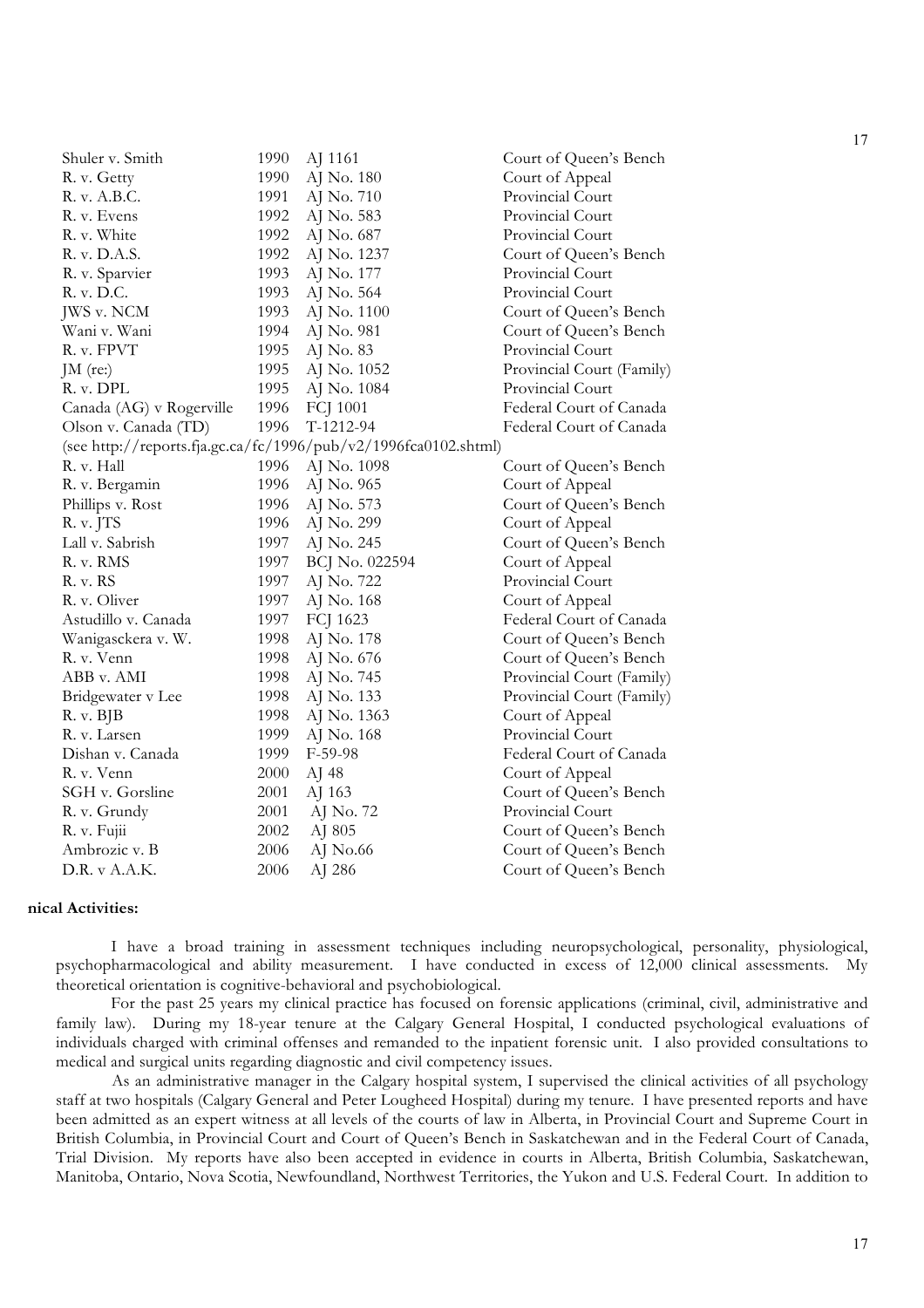| | | | |
|---|---|---|---|
| Shuler v. Smith | 1990 | AJ 1161 | Court of Queen's Bench |
| R. v. Getty | 1990 | AJ No. 180 | Court of Appeal |
| R. v. A.B.C. | 1991 | AJ No. 710 | Provincial Court |
| R. v. Evens | 1992 | AJ No. 583 | Provincial Court |
| R. v. White | 1992 | AJ No. 687 | Provincial Court |
| R. v. D.A.S. | 1992 | AJ No. 1237 | Court of Queen's Bench |
| R. v. Sparvier | 1993 | AJ No. 177 | Provincial Court |
| R. v. D.C. | 1993 | AJ No. 564 | Provincial Court |
| JWS v. NCM | 1993 | AJ No. 1100 | Court of Queen's Bench |
| Wani v. Wani | 1994 | AJ No. 981 | Court of Queen's Bench |
| R. v. FPVT | 1995 | AJ No. 83 | Provincial Court |
| JM (re:) | 1995 | AJ No. 1052 | Provincial Court (Family) |
| R. v. DPL | 1995 | AJ No. 1084 | Provincial Court |
| Canada (AG) v Rogerville | 1996 | FCJ 1001 | Federal Court of Canada |
| Olson v. Canada (TD) | 1996 | T-1212-94 | Federal Court of Canada |
| (see http://reports.fja.gc.ca/fc/1996/pub/v2/1996fca0102.shtml) | | | |
| R. v. Hall | 1996 | AJ No. 1098 | Court of Queen's Bench |
| R. v. Bergamin | 1996 | AJ No. 965 | Court of Appeal |
| Phillips v. Rost | 1996 | AJ No. 573 | Court of Queen's Bench |
| R. v. JTS | 1996 | AJ No. 299 | Court of Appeal |
| Lall v. Sabrish | 1997 | AJ No. 245 | Court of Queen's Bench |
| R. v. RMS | 1997 | BCJ No. 022594 | Court of Appeal |
| R. v. RS | 1997 | AJ No. 722 | Provincial Court |
| R. v. Oliver | 1997 | AJ No. 168 | Court of Appeal |
| Astudillo v. Canada | 1997 | FCJ 1623 | Federal Court of Canada |
| Wanigasckera v. W. | 1998 | AJ No. 178 | Court of Queen's Bench |
| R. v. Venn | 1998 | AJ No. 676 | Court of Queen's Bench |
| ABB v. AMI | 1998 | AJ No. 745 | Provincial Court (Family) |
| Bridgewater v Lee | 1998 | AJ No. 133 | Provincial Court (Family) |
| R. v. BJB | 1998 | AJ No. 1363 | Court of Appeal |
| R. v. Larsen | 1999 | AJ No. 168 | Provincial Court |
| Dishan v. Canada | 1999 | F-59-98 | Federal Court of Canada |
| R. v. Venn | 2000 | AJ 48 | Court of Appeal |
| SGH v. Gorsline | 2001 | AJ 163 | Court of Queen's Bench |
| R. v. Grundy | 2001 | AJ No. 72 | Provincial Court |
| R. v. Fujii | 2002 | AJ 805 | Court of Queen's Bench |
| Ambrozic v. B | 2006 | AJ No.66 | Court of Queen's Bench |
| D.R. v A.A.K. | 2006 | AJ 286 | Court of Queen's Bench |

**nical Activities:**

I have a broad training in assessment techniques including neuropsychological, personality, physiological, psychopharmacological and ability measurement. I have conducted in excess of 12,000 clinical assessments. My theoretical orientation is cognitive-behavioral and psychobiological.

For the past 25 years my clinical practice has focused on forensic applications (criminal, civil, administrative and family law). During my 18-year tenure at the Calgary General Hospital, I conducted psychological evaluations of individuals charged with criminal offenses and remanded to the inpatient forensic unit. I also provided consultations to medical and surgical units regarding diagnostic and civil competency issues.

As an administrative manager in the Calgary hospital system, I supervised the clinical activities of all psychology staff at two hospitals (Calgary General and Peter Lougheed Hospital) during my tenure. I have presented reports and have been admitted as an expert witness at all levels of the courts of law in Alberta, in Provincial Court and Supreme Court in British Columbia, in Provincial Court and Court of Queen's Bench in Saskatchewan and in the Federal Court of Canada, Trial Division. My reports have also been accepted in evidence in courts in Alberta, British Columbia, Saskatchewan, Manitoba, Ontario, Nova Scotia, Newfoundland, Northwest Territories, the Yukon and U.S. Federal Court. In addition to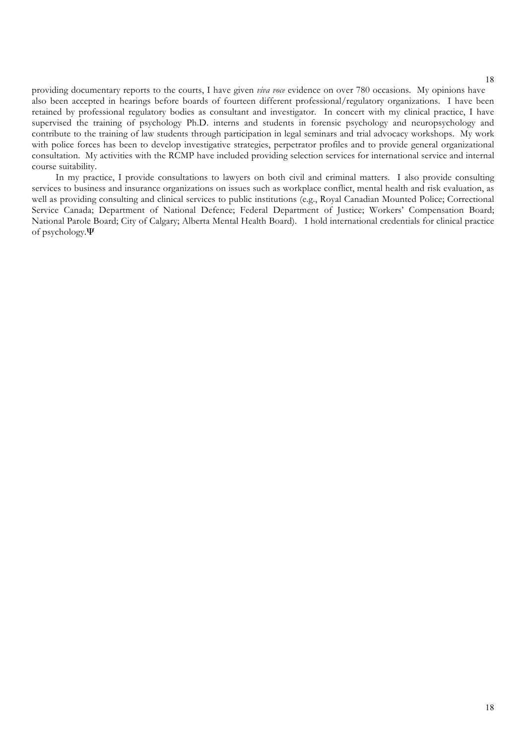providing documentary reports to the courts, I have given *viva voce* evidence on over 780 occasions. My opinions have also been accepted in hearings before boards of fourteen different professional/regulatory organizations. I have been retained by professional regulatory bodies as consultant and investigator. In concert with my clinical practice, I have supervised the training of psychology Ph.D. interns and students in forensic psychology and neuropsychology and contribute to the training of law students through participation in legal seminars and trial advocacy workshops. My work with police forces has been to develop investigative strategies, perpetrator profiles and to provide general organizational consultation. My activities with the RCMP have included providing selection services for international service and internal course suitability.

In my practice, I provide consultations to lawyers on both civil and criminal matters. I also provide consulting services to business and insurance organizations on issues such as workplace conflict, mental health and risk evaluation, as well as providing consulting and clinical services to public institutions (e.g., Royal Canadian Mounted Police; Correctional Service Canada; Department of National Defence; Federal Department of Justice; Workers' Compensation Board; National Parole Board; City of Calgary; Alberta Mental Health Board). I hold international credentials for clinical practice of psychology.**Ψ**